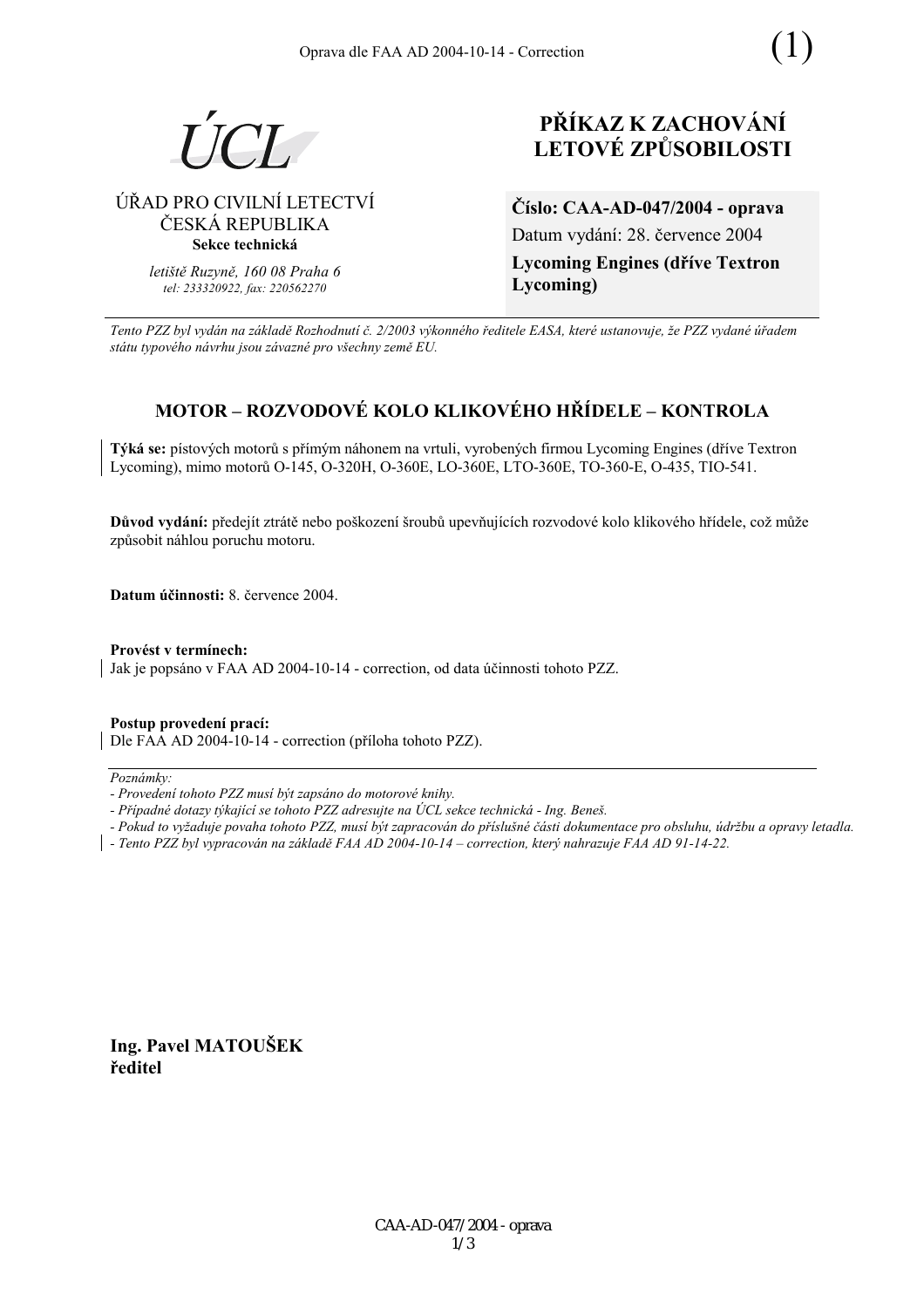ÚCL

ÚŘAD PRO CIVILNÍ LETECTVÍ
ČESKÁ REPUBLIKA
**Sekce technická**

*letiště Ruzyně, 160 08 Praha 6*
*tel: 233320922, fax: 220562270*

# PŘÍKAZ K ZACHOVÁNÍ LETOVÉ ZPŮSOBILOSTI

**Číslo: CAA-AD-047/2004 - oprava**

Datum vydání: 28. července 2004

**Lycoming Engines (dříve Textron Lycoming)**

*Tento PZZ byl vydán na základě Rozhodnutí č. 2/2003 výkonného ředitele EASA, které ustanovuje, že PZZ vydané úřadem státu typového návrhu jsou závazné pro všechny země EU.*

## MOTOR – ROZVODOVÉ KOLO KLIKOVÉHO HŘÍDELE – KONTROLA

**Týká se:** pístových motorů s přímým náhonem na vrtuli, vyrobených firmou Lycoming Engines (dříve Textron Lycoming), mimo motorů O-145, O-320H, O-360E, LO-360E, LTO-360E, TO-360-E, O-435, TIO-541.

**Důvod vydání:** předejít ztrátě nebo poškození šroubů upevňujících rozvodové kolo klikového hřídele, což může způsobit náhlou poruchu motoru.

**Datum účinnosti:** 8. července 2004.

**Provést v termínech:**
Jak je popsáno v FAA AD 2004-10-14 - correction, od data účinnosti tohoto PZZ.

**Postup provedení prací:**
Dle FAA AD 2004-10-14 - correction (příloha tohoto PZZ).

*Poznámky:*
- *Provedení tohoto PZZ musí být zapsáno do motorové knihy.*
- *Případné dotazy týkající se tohoto PZZ adresujte na ÚCL sekce technická - Ing. Beneš.*
- *Pokud to vyžaduje povaha tohoto PZZ, musí být zapracován do příslušné části dokumentace pro obsluhu, údržbu a opravy letadla.*
- *Tento PZZ byl vypracován na základě FAA AD 2004-10-14 – correction, který nahrazuje FAA AD 91-14-22.*

**Ing. Pavel MATOUŠEK**
**ředitel**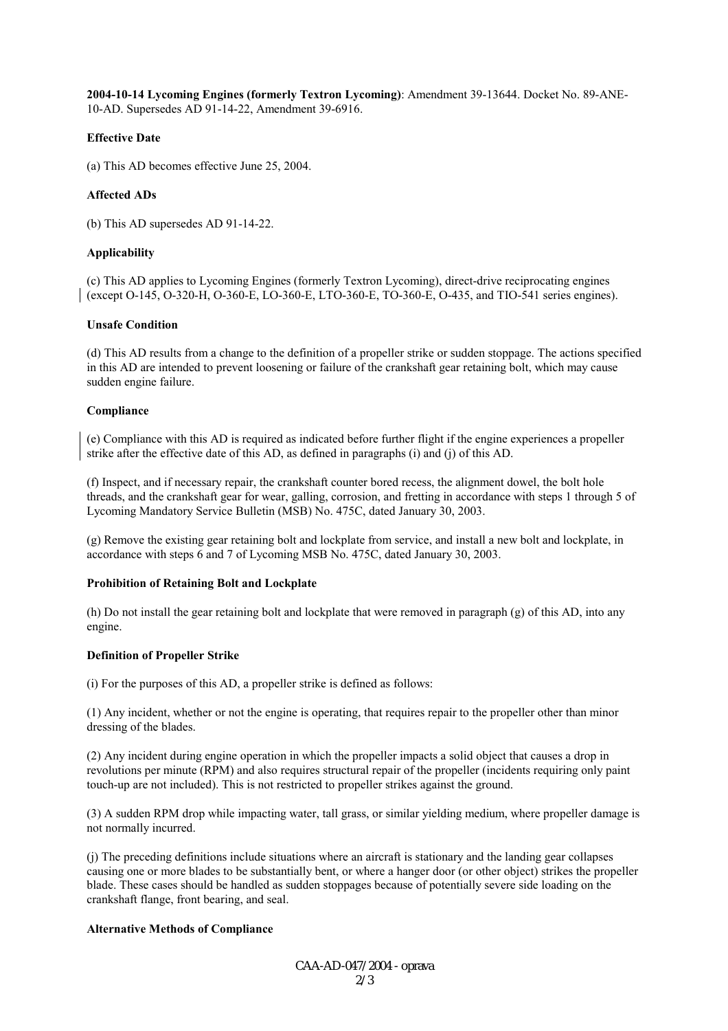**2004-10-14 Lycoming Engines (formerly Textron Lycoming)**: Amendment 39-13644. Docket No. 89-ANE-10-AD. Supersedes AD 91-14-22, Amendment 39-6916.

**Effective Date**

(a) This AD becomes effective June 25, 2004.

**Affected ADs**

(b) This AD supersedes AD 91-14-22.

**Applicability**

(c) This AD applies to Lycoming Engines (formerly Textron Lycoming), direct-drive reciprocating engines (except O-145, O-320-H, O-360-E, LO-360-E, LTO-360-E, TO-360-E, O-435, and TIO-541 series engines).

**Unsafe Condition**

(d) This AD results from a change to the definition of a propeller strike or sudden stoppage. The actions specified in this AD are intended to prevent loosening or failure of the crankshaft gear retaining bolt, which may cause sudden engine failure.

**Compliance**

(e) Compliance with this AD is required as indicated before further flight if the engine experiences a propeller strike after the effective date of this AD, as defined in paragraphs (i) and (j) of this AD.

(f) Inspect, and if necessary repair, the crankshaft counter bored recess, the alignment dowel, the bolt hole threads, and the crankshaft gear for wear, galling, corrosion, and fretting in accordance with steps 1 through 5 of Lycoming Mandatory Service Bulletin (MSB) No. 475C, dated January 30, 2003.

(g) Remove the existing gear retaining bolt and lockplate from service, and install a new bolt and lockplate, in accordance with steps 6 and 7 of Lycoming MSB No. 475C, dated January 30, 2003.

**Prohibition of Retaining Bolt and Lockplate**

(h) Do not install the gear retaining bolt and lockplate that were removed in paragraph (g) of this AD, into any engine.

**Definition of Propeller Strike**

(i) For the purposes of this AD, a propeller strike is defined as follows:

(1) Any incident, whether or not the engine is operating, that requires repair to the propeller other than minor dressing of the blades.

(2) Any incident during engine operation in which the propeller impacts a solid object that causes a drop in revolutions per minute (RPM) and also requires structural repair of the propeller (incidents requiring only paint touch-up are not included). This is not restricted to propeller strikes against the ground.

(3) A sudden RPM drop while impacting water, tall grass, or similar yielding medium, where propeller damage is not normally incurred.

(j) The preceding definitions include situations where an aircraft is stationary and the landing gear collapses causing one or more blades to be substantially bent, or where a hanger door (or other object) strikes the propeller blade. These cases should be handled as sudden stoppages because of potentially severe side loading on the crankshaft flange, front bearing, and seal.

**Alternative Methods of Compliance**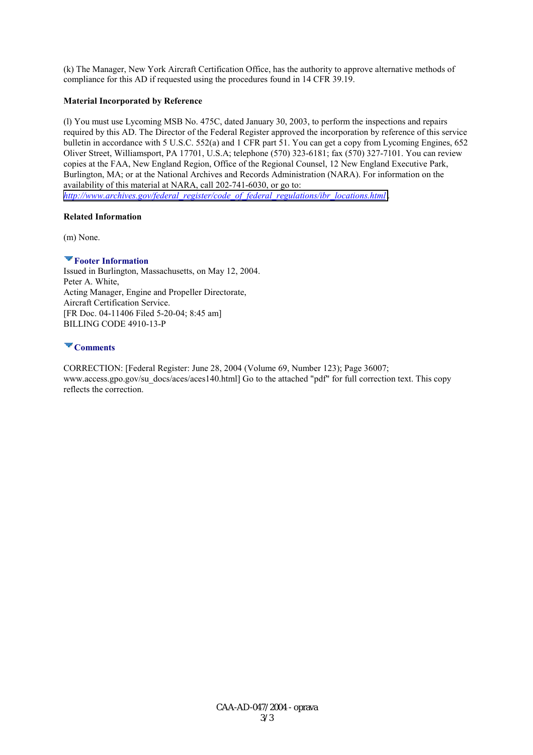(k) The Manager, New York Aircraft Certification Office, has the authority to approve alternative methods of compliance for this AD if requested using the procedures found in 14 CFR 39.19.

**Material Incorporated by Reference**

(l) You must use Lycoming MSB No. 475C, dated January 30, 2003, to perform the inspections and repairs required by this AD. The Director of the Federal Register approved the incorporation by reference of this service bulletin in accordance with 5 U.S.C. 552(a) and 1 CFR part 51. You can get a copy from Lycoming Engines, 652 Oliver Street, Williamsport, PA 17701, U.S.A; telephone (570) 323-6181; fax (570) 327-7101. You can review copies at the FAA, New England Region, Office of the Regional Counsel, 12 New England Executive Park, Burlington, MA; or at the National Archives and Records Administration (NARA). For information on the availability of this material at NARA, call 202-741-6030, or go to: *http://www.archives.gov/federal_register/code_of_federal_regulations/ibr_locations.html*.

**Related Information**

(m) None.

**Footer Information**

Issued in Burlington, Massachusetts, on May 12, 2004.
Peter A. White,
Acting Manager, Engine and Propeller Directorate,
Aircraft Certification Service.
[FR Doc. 04-11406 Filed 5-20-04; 8:45 am]
BILLING CODE 4910-13-P

**Comments**

CORRECTION: [Federal Register: June 28, 2004 (Volume 69, Number 123); Page 36007; www.access.gpo.gov/su_docs/aces/aces140.html] Go to the attached "pdf" for full correction text. This copy reflects the correction.

CAA-AD-047/2004 - oprava